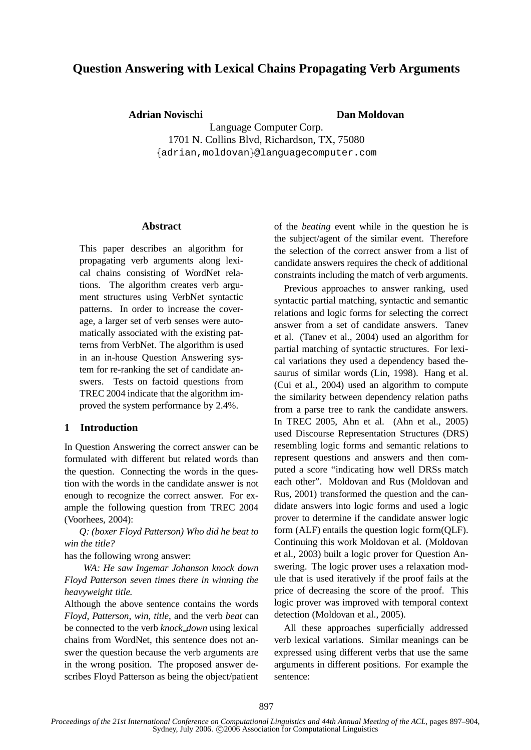# Question Answering with Lexical Chains Propagating Verb Arguments

**Adrian Novischi** **Dan Moldovan**

Language Computer Corp.
1701 N. Collins Blvd, Richardson, TX, 75080
{adrian,moldovan}@languagecomputer.com

## Abstract

This paper describes an algorithm for propagating verb arguments along lexical chains consisting of WordNet relations. The algorithm creates verb argument structures using VerbNet syntactic patterns. In order to increase the coverage, a larger set of verb senses were automatically associated with the existing patterns from VerbNet. The algorithm is used in an in-house Question Answering system for re-ranking the set of candidate answers. Tests on factoid questions from TREC 2004 indicate that the algorithm improved the system performance by 2.4%.

## 1 Introduction

In Question Answering the correct answer can be formulated with different but related words than the question. Connecting the words in the question with the words in the candidate answer is not enough to recognize the correct answer. For example the following question from TREC 2004 (Voorhees, 2004):

*Q: (boxer Floyd Patterson) Who did he beat to win the title?*

has the following wrong answer:

*WA: He saw Ingemar Johanson knock down Floyd Patterson seven times there in winning the heavyweight title.*

Although the above sentence contains the words *Floyd*, *Patterson*, *win*, *title*, and the verb *beat* can be connected to the verb *knock_down* using lexical chains from WordNet, this sentence does not answer the question because the verb arguments are in the wrong position. The proposed answer describes Floyd Patterson as being the object/patient of the *beating* event while in the question he is the subject/agent of the similar event. Therefore the selection of the correct answer from a list of candidate answers requires the check of additional constraints including the match of verb arguments.

Previous approaches to answer ranking, used syntactic partial matching, syntactic and semantic relations and logic forms for selecting the correct answer from a set of candidate answers. Tanev et al. (Tanev et al., 2004) used an algorithm for partial matching of syntactic structures. For lexical variations they used a dependency based thesaurus of similar words (Lin, 1998). Hang et al. (Cui et al., 2004) used an algorithm to compute the similarity between dependency relation paths from a parse tree to rank the candidate answers. In TREC 2005, Ahn et al. (Ahn et al., 2005) used Discourse Representation Structures (DRS) resembling logic forms and semantic relations to represent questions and answers and then computed a score "indicating how well DRSs match each other". Moldovan and Rus (Moldovan and Rus, 2001) transformed the question and the candidate answers into logic forms and used a logic prover to determine if the candidate answer logic form (ALF) entails the question logic form(QLF). Continuing this work Moldovan et al. (Moldovan et al., 2003) built a logic prover for Question Answering. The logic prover uses a relaxation module that is used iteratively if the proof fails at the price of decreasing the score of the proof. This logic prover was improved with temporal context detection (Moldovan et al., 2005).

All these approaches superficially addressed verb lexical variations. Similar meanings can be expressed using different verbs that use the same arguments in different positions. For example the sentence: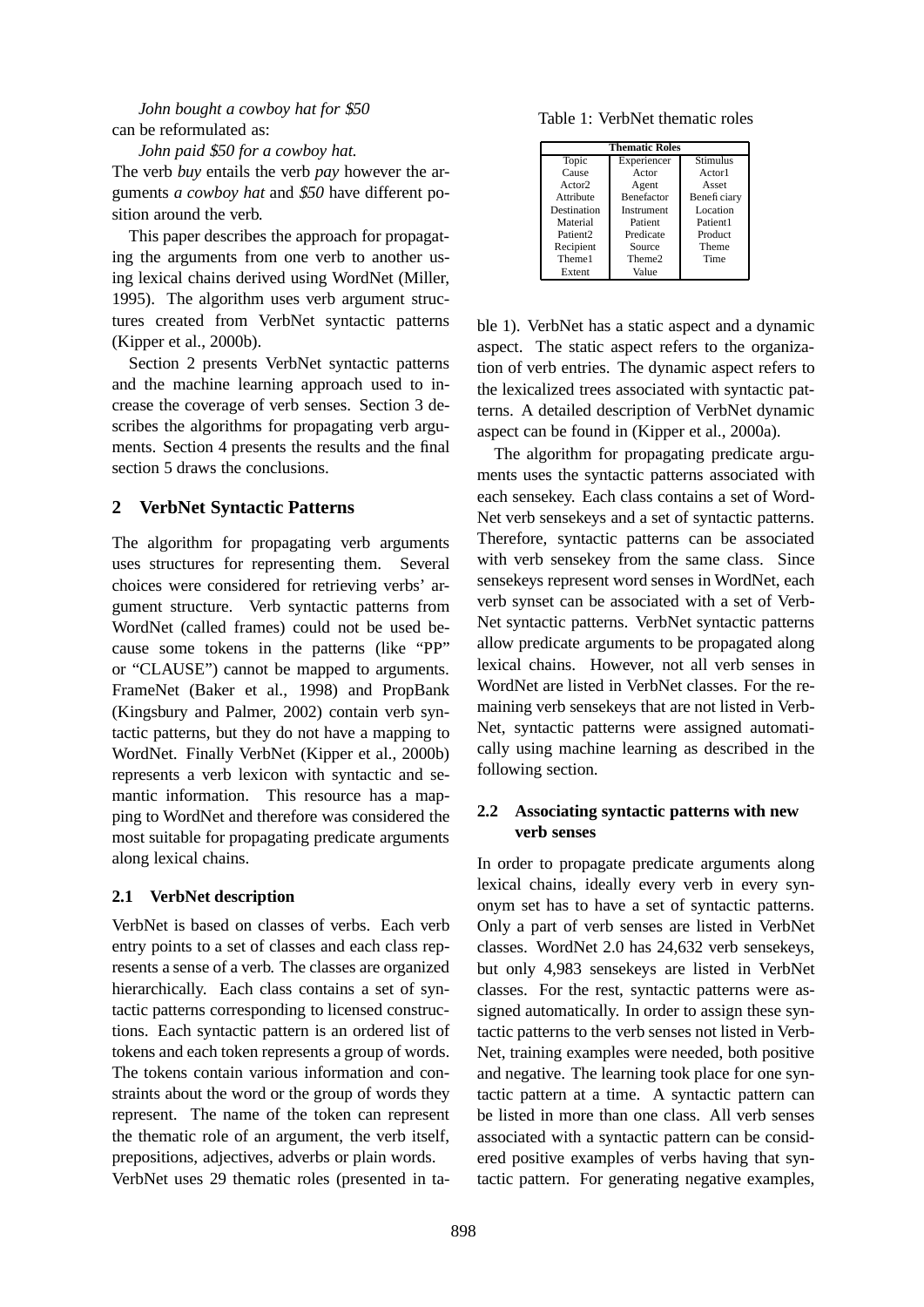*John bought a cowboy hat for $50*
can be reformulated as:

*John paid $50 for a cowboy hat.*

The verb *buy* entails the verb *pay* however the arguments *a cowboy hat* and *$50* have different position around the verb.

This paper describes the approach for propagating the arguments from one verb to another using lexical chains derived using WordNet (Miller, 1995). The algorithm uses verb argument structures created from VerbNet syntactic patterns (Kipper et al., 2000b).

Section 2 presents VerbNet syntactic patterns and the machine learning approach used to increase the coverage of verb senses. Section 3 describes the algorithms for propagating verb arguments. Section 4 presents the results and the final section 5 draws the conclusions.

## 2 VerbNet Syntactic Patterns

The algorithm for propagating verb arguments uses structures for representing them. Several choices were considered for retrieving verbs' argument structure. Verb syntactic patterns from WordNet (called frames) could not be used because some tokens in the patterns (like "PP" or "CLAUSE") cannot be mapped to arguments. FrameNet (Baker et al., 1998) and PropBank (Kingsbury and Palmer, 2002) contain verb syntactic patterns, but they do not have a mapping to WordNet. Finally VerbNet (Kipper et al., 2000b) represents a verb lexicon with syntactic and semantic information. This resource has a mapping to WordNet and therefore was considered the most suitable for propagating predicate arguments along lexical chains.

### 2.1 VerbNet description

VerbNet is based on classes of verbs. Each verb entry points to a set of classes and each class represents a sense of a verb. The classes are organized hierarchically. Each class contains a set of syntactic patterns corresponding to licensed constructions. Each syntactic pattern is an ordered list of tokens and each token represents a group of words. The tokens contain various information and constraints about the word or the group of words they represent. The name of the token can represent the thematic role of an argument, the verb itself, prepositions, adjectives, adverbs or plain words.

VerbNet uses 29 thematic roles (presented in table 1). VerbNet has a static aspect and a dynamic aspect. The static aspect refers to the organization of verb entries. The dynamic aspect refers to the lexicalized trees associated with syntactic patterns. A detailed description of VerbNet dynamic aspect can be found in (Kipper et al., 2000a).

Table 1: VerbNet thematic roles

| Thematic Roles | | |
|---|---|---|
| Topic | Experiencer | Stimulus |
| Cause | Actor | Actor1 |
| Actor2 | Agent | Asset |
| Attribute | Benefactor | Beneficiary |
| Destination | Instrument | Location |
| Material | Patient | Patient1 |
| Patient2 | Predicate | Product |
| Recipient | Source | Theme |
| Theme1 | Theme2 | Time |
| Extent | Value | |

The algorithm for propagating predicate arguments uses the syntactic patterns associated with each sensekey. Each class contains a set of WordNet verb sensekeys and a set of syntactic patterns. Therefore, syntactic patterns can be associated with verb sensekey from the same class. Since sensekeys represent word senses in WordNet, each verb synset can be associated with a set of VerbNet syntactic patterns. VerbNet syntactic patterns allow predicate arguments to be propagated along lexical chains. However, not all verb senses in WordNet are listed in VerbNet classes. For the remaining verb sensekeys that are not listed in VerbNet, syntactic patterns were assigned automatically using machine learning as described in the following section.

### 2.2 Associating syntactic patterns with new verb senses

In order to propagate predicate arguments along lexical chains, ideally every verb in every synonym set has to have a set of syntactic patterns. Only a part of verb senses are listed in VerbNet classes. WordNet 2.0 has 24,632 verb sensekeys, but only 4,983 sensekeys are listed in VerbNet classes. For the rest, syntactic patterns were assigned automatically. In order to assign these syntactic patterns to the verb senses not listed in VerbNet, training examples were needed, both positive and negative. The learning took place for one syntactic pattern at a time. A syntactic pattern can be listed in more than one class. All verb senses associated with a syntactic pattern can be considered positive examples of verbs having that syntactic pattern. For generating negative examples,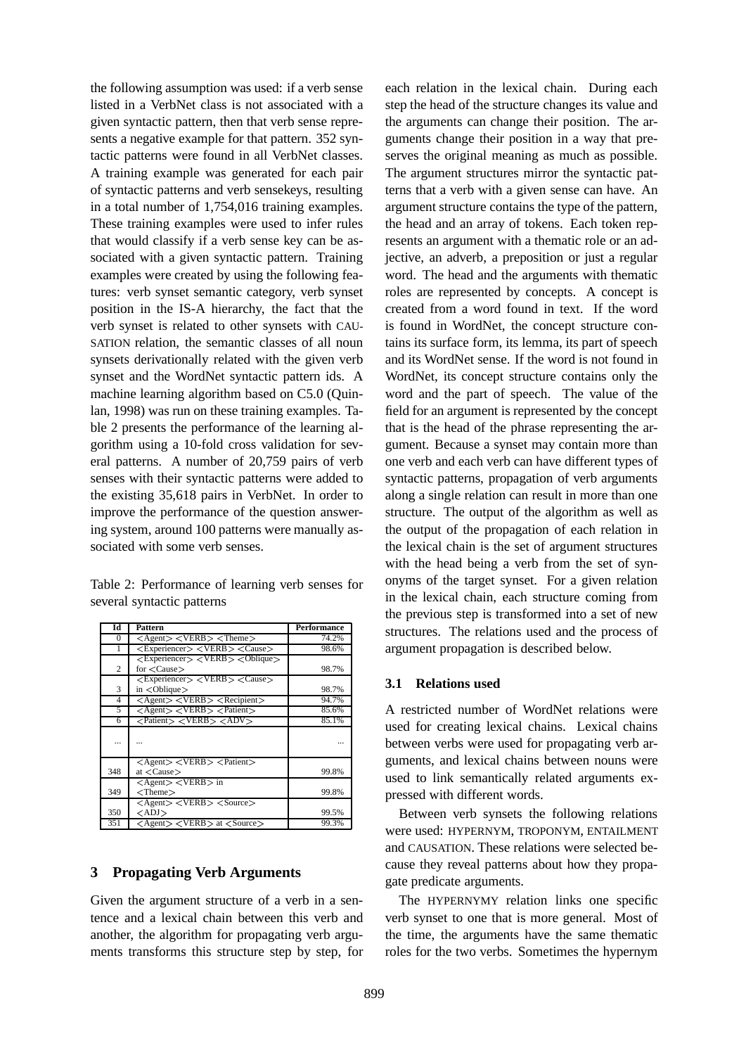the following assumption was used: if a verb sense listed in a VerbNet class is not associated with a given syntactic pattern, then that verb sense represents a negative example for that pattern. 352 syntactic patterns were found in all VerbNet classes. A training example was generated for each pair of syntactic patterns and verb sensekeys, resulting in a total number of 1,754,016 training examples. These training examples were used to infer rules that would classify if a verb sense key can be associated with a given syntactic pattern. Training examples were created by using the following features: verb synset semantic category, verb synset position in the IS-A hierarchy, the fact that the verb synset is related to other synsets with CAUSATION relation, the semantic classes of all noun synsets derivationally related with the given verb synset and the WordNet syntactic pattern ids. A machine learning algorithm based on C5.0 (Quinlan, 1998) was run on these training examples. Table 2 presents the performance of the learning algorithm using a 10-fold cross validation for several patterns. A number of 20,759 pairs of verb senses with their syntactic patterns were added to the existing 35,618 pairs in VerbNet. In order to improve the performance of the question answering system, around 100 patterns were manually associated with some verb senses.

Table 2: Performance of learning verb senses for several syntactic patterns

| Id | Pattern | Performance |
|---|---|---|
| 0 | <Agent> <VERB> <Theme> | 74.2% |
| 1 | <Experiencer> <VERB> <Cause> | 98.6% |
| 2 | <Experiencer> <VERB> <Oblique> for <Cause> | 98.7% |
| 3 | <Experiencer> <VERB> <Cause> in <Oblique> | 98.7% |
| 4 | <Agent> <VERB> <Recipient> | 94.7% |
| 5 | <Agent> <VERB> <Patient> | 85.6% |
| 6 | <Patient> <VERB> <ADV> | 85.1% |
| ... | ... | ... |
| 348 | <Agent> <VERB> <Patient> at <Cause> | 99.8% |
| 349 | <Agent> <VERB> in <Theme> | 99.8% |
| 350 | <Agent> <VERB> <Source> <ADJ> | 99.5% |
| 351 | <Agent> <VERB> at <Source> | 99.3% |

## 3 Propagating Verb Arguments

Given the argument structure of a verb in a sentence and a lexical chain between this verb and another, the algorithm for propagating verb arguments transforms this structure step by step, for each relation in the lexical chain. During each step the head of the structure changes its value and the arguments can change their position. The arguments change their position in a way that preserves the original meaning as much as possible. The argument structures mirror the syntactic patterns that a verb with a given sense can have. An argument structure contains the type of the pattern, the head and an array of tokens. Each token represents an argument with a thematic role or an adjective, an adverb, a preposition or just a regular word. The head and the arguments with thematic roles are represented by concepts. A concept is created from a word found in text. If the word is found in WordNet, the concept structure contains its surface form, its lemma, its part of speech and its WordNet sense. If the word is not found in WordNet, its concept structure contains only the word and the part of speech. The value of the field for an argument is represented by the concept that is the head of the phrase representing the argument. Because a synset may contain more than one verb and each verb can have different types of syntactic patterns, propagation of verb arguments along a single relation can result in more than one structure. The output of the algorithm as well as the output of the propagation of each relation in the lexical chain is the set of argument structures with the head being a verb from the set of synonyms of the target synset. For a given relation in the lexical chain, each structure coming from the previous step is transformed into a set of new structures. The relations used and the process of argument propagation is described below.

### 3.1 Relations used

A restricted number of WordNet relations were used for creating lexical chains. Lexical chains between verbs were used for propagating verb arguments, and lexical chains between nouns were used to link semantically related arguments expressed with different words.

Between verb synsets the following relations were used: HYPERNYM, TROPONYM, ENTAILMENT and CAUSATION. These relations were selected because they reveal patterns about how they propagate predicate arguments.

The HYPERNYMY relation links one specific verb synset to one that is more general. Most of the time, the arguments have the same thematic roles for the two verbs. Sometimes the hypernym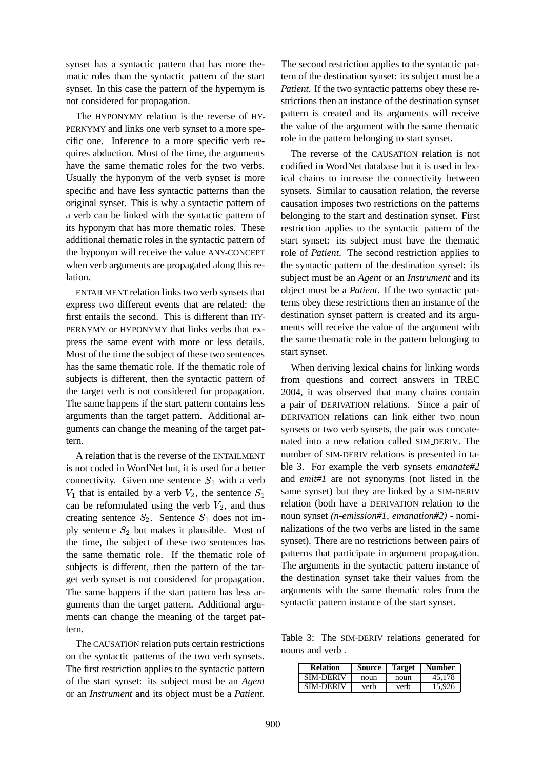synset has a syntactic pattern that has more thematic roles than the syntactic pattern of the start synset. In this case the pattern of the hypernym is not considered for propagation.

The HYPONYMY relation is the reverse of HYPERNYMY and links one verb synset to a more specific one. Inference to a more specific verb requires abduction. Most of the time, the arguments have the same thematic roles for the two verbs. Usually the hyponym of the verb synset is more specific and have less syntactic patterns than the original synset. This is why a syntactic pattern of a verb can be linked with the syntactic pattern of its hyponym that has more thematic roles. These additional thematic roles in the syntactic pattern of the hyponym will receive the value ANY-CONCEPT when verb arguments are propagated along this relation.

ENTAILMENT relation links two verb synsets that express two different events that are related: the first entails the second. This is different than HYPERNYMY or HYPONYMY that links verbs that express the same event with more or less details. Most of the time the subject of these two sentences has the same thematic role. If the thematic role of subjects is different, then the syntactic pattern of the target verb is not considered for propagation. The same happens if the start pattern contains less arguments than the target pattern. Additional arguments can change the meaning of the target pattern.

A relation that is the reverse of the ENTAILMENT is not coded in WordNet but, it is used for a better connectivity. Given one sentence $S_1$ with a verb $V_1$ that is entailed by a verb $V_2$, the sentence $S_1$ can be reformulated using the verb $V_2$, and thus creating sentence $S_2$. Sentence $S_1$ does not imply sentence $S_2$ but makes it plausible. Most of the time, the subject of these two sentences has the same thematic role. If the thematic role of subjects is different, then the pattern of the target verb synset is not considered for propagation. The same happens if the start pattern has less arguments than the target pattern. Additional arguments can change the meaning of the target pattern.

The CAUSATION relation puts certain restrictions on the syntactic patterns of the two verb synsets. The first restriction applies to the syntactic pattern of the start synset: its subject must be an *Agent* or an *Instrument* and its object must be a *Patient*. The second restriction applies to the syntactic pattern of the destination synset: its subject must be a *Patient*. If the two syntactic patterns obey these restrictions then an instance of the destination synset pattern is created and its arguments will receive the value of the argument with the same thematic role in the pattern belonging to start synset.

The reverse of the CAUSATION relation is not codified in WordNet database but it is used in lexical chains to increase the connectivity between synsets. Similar to causation relation, the reverse causation imposes two restrictions on the patterns belonging to the start and destination synset. First restriction applies to the syntactic pattern of the start synset: its subject must have the thematic role of *Patient*. The second restriction applies to the syntactic pattern of the destination synset: its subject must be an *Agent* or an *Instrument* and its object must be a *Patient*. If the two syntactic patterns obey these restrictions then an instance of the destination synset pattern is created and its arguments will receive the value of the argument with the same thematic role in the pattern belonging to start synset.

When deriving lexical chains for linking words from questions and correct answers in TREC 2004, it was observed that many chains contain a pair of DERIVATION relations. Since a pair of DERIVATION relations can link either two noun synsets or two verb synsets, the pair was concatenated into a new relation called SIM_DERIV. The number of SIM-DERIV relations is presented in table 3. For example the verb synsets *emanate#2* and *emit#1* are not synonyms (not listed in the same synset) but they are linked by a SIM-DERIV relation (both have a DERIVATION relation to the noun synset *(n-emission#1, emanation#2)* - nominalizations of the two verbs are listed in the same synset). There are no restrictions between pairs of patterns that participate in argument propagation. The arguments in the syntactic pattern instance of the destination synset take their values from the arguments with the same thematic roles from the syntactic pattern instance of the start synset.

Table 3: The SIM-DERIV relations generated for nouns and verb .

| Relation | Source | Target | Number |
|---|---|---|---|
| SIM-DERIV | noun | noun | 45,178 |
| SIM-DERIV | verb | verb | 15,926 |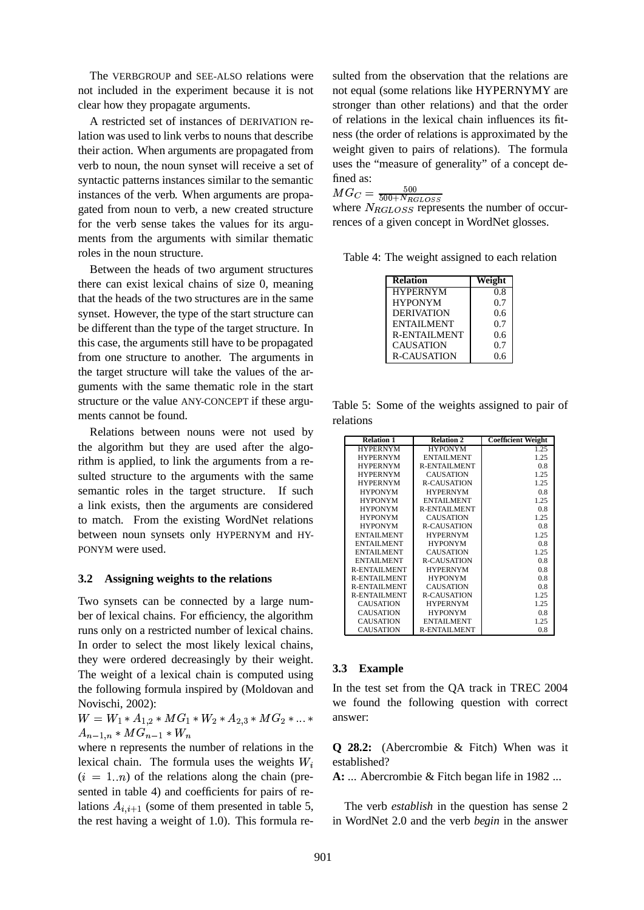The VERBGROUP and SEE-ALSO relations were not included in the experiment because it is not clear how they propagate arguments.

A restricted set of instances of DERIVATION relation was used to link verbs to nouns that describe their action. When arguments are propagated from verb to noun, the noun synset will receive a set of syntactic patterns instances similar to the semantic instances of the verb. When arguments are propagated from noun to verb, a new created structure for the verb sense takes the values for its arguments from the arguments with similar thematic roles in the noun structure.

Between the heads of two argument structures there can exist lexical chains of size 0, meaning that the heads of the two structures are in the same synset. However, the type of the start structure can be different than the type of the target structure. In this case, the arguments still have to be propagated from one structure to another. The arguments in the target structure will take the values of the arguments with the same thematic role in the start structure or the value ANY-CONCEPT if these arguments cannot be found.

Relations between nouns were not used by the algorithm but they are used after the algorithm is applied, to link the arguments from a resulted structure to the arguments with the same semantic roles in the target structure. If such a link exists, then the arguments are considered to match. From the existing WordNet relations between noun synsets only HYPERNYM and HYPONYM were used.

### 3.2 Assigning weights to the relations

Two synsets can be connected by a large number of lexical chains. For efficiency, the algorithm runs only on a restricted number of lexical chains. In order to select the most likely lexical chains, they were ordered decreasingly by their weight. The weight of a lexical chain is computed using the following formula inspired by (Moldovan and Novischi, 2002):

$W = W_1 * A_{1,2} * MG_1 * W_2 * A_{2,3} * MG_2 * ... * A_{n-1,n} * MG_{n-1} * W_n$

where n represents the number of relations in the lexical chain. The formula uses the weights $W_i$ ($i = 1..n$) of the relations along the chain (presented in table 4) and coefficients for pairs of relations $A_{i,i+1}$ (some of them presented in table 5, the rest having a weight of 1.0). This formula resulted from the observation that the relations are not equal (some relations like HYPERNYMY are stronger than other relations) and that the order of relations in the lexical chain influences its fitness (the order of relations is approximated by the weight given to pairs of relations). The formula uses the "measure of generality" of a concept defined as:

$MG_C = \frac{500}{500+N_{RGLOSS}}$

where $N_{RGLOSS}$ represents the number of occurrences of a given concept in WordNet glosses.

Table 4: The weight assigned to each relation

| Relation | Weight |
|---|---|
| HYPERNYM | 0.8 |
| HYPONYM | 0.7 |
| DERIVATION | 0.6 |
| ENTAILMENT | 0.7 |
| R-ENTAILMENT | 0.6 |
| CAUSATION | 0.7 |
| R-CAUSATION | 0.6 |

Table 5: Some of the weights assigned to pair of relations

| Relation 1 | Relation 2 | Coefficient Weight |
|---|---|---|
| HYPERNYM | HYPONYM | 1.25 |
| HYPERNYM | ENTAILMENT | 1.25 |
| HYPERNYM | R-ENTAILMENT | 0.8 |
| HYPERNYM | CAUSATION | 1.25 |
| HYPERNYM | R-CAUSATION | 1.25 |
| HYPONYM | HYPERNYM | 0.8 |
| HYPONYM | ENTAILMENT | 1.25 |
| HYPONYM | R-ENTAILMENT | 0.8 |
| HYPONYM | CAUSATION | 1.25 |
| HYPONYM | R-CAUSATION | 0.8 |
| ENTAILMENT | HYPERNYM | 1.25 |
| ENTAILMENT | HYPONYM | 0.8 |
| ENTAILMENT | CAUSATION | 1.25 |
| ENTAILMENT | R-CAUSATION | 0.8 |
| R-ENTAILMENT | HYPERNYM | 0.8 |
| R-ENTAILMENT | HYPONYM | 0.8 |
| R-ENTAILMENT | CAUSATION | 0.8 |
| R-ENTAILMENT | R-CAUSATION | 1.25 |
| CAUSATION | HYPERNYM | 1.25 |
| CAUSATION | HYPONYM | 0.8 |
| CAUSATION | ENTAILMENT | 1.25 |
| CAUSATION | R-ENTAILMENT | 0.8 |

### 3.3 Example

In the test set from the QA track in TREC 2004 we found the following question with correct answer:

**Q 28.2:** (Abercrombie & Fitch) When was it established?

**A:** ... Abercrombie & Fitch began life in 1982 ...

The verb *establish* in the question has sense 2 in WordNet 2.0 and the verb *begin* in the answer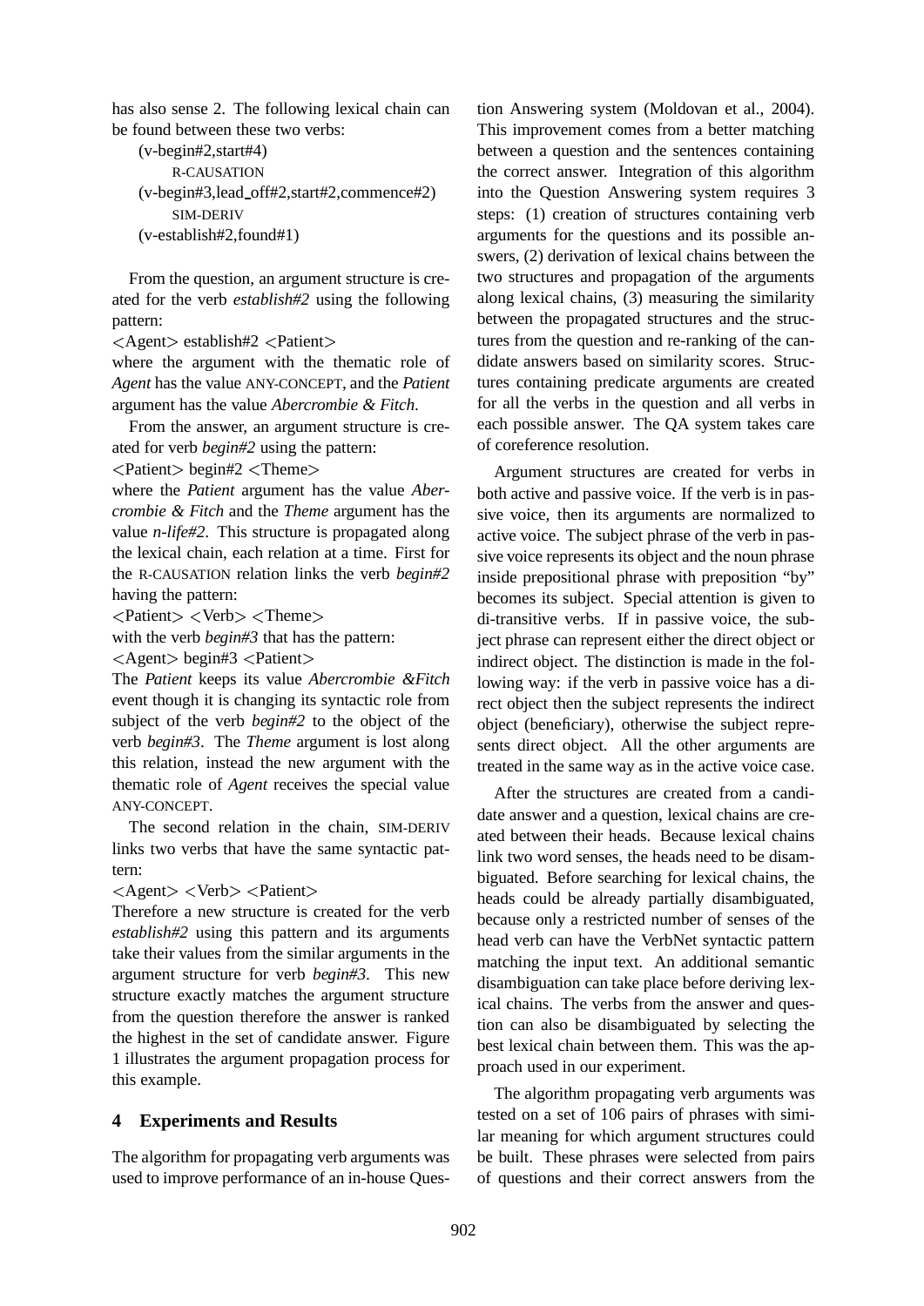has also sense 2. The following lexical chain can be found between these two verbs:

(v-begin#2,start#4)
  R-CAUSATION
(v-begin#3,lead_off#2,start#2,commence#2)
  SIM-DERIV
(v-establish#2,found#1)

From the question, an argument structure is created for the verb *establish#2* using the following pattern:

<Agent> establish#2 <Patient>

where the argument with the thematic role of *Agent* has the value ANY-CONCEPT, and the *Patient* argument has the value *Abercrombie & Fitch*.

From the answer, an argument structure is created for verb *begin#2* using the pattern:

<Patient> begin#2 <Theme>

where the *Patient* argument has the value *Abercrombie & Fitch* and the *Theme* argument has the value *n-life#2*. This structure is propagated along the lexical chain, each relation at a time. First for the R-CAUSATION relation links the verb *begin#2* having the pattern:

<Patient> <Verb> <Theme>

with the verb *begin#3* that has the pattern:

<Agent> begin#3 <Patient>

The *Patient* keeps its value *Abercrombie &Fitch* event though it is changing its syntactic role from subject of the verb *begin#2* to the object of the verb *begin#3*. The *Theme* argument is lost along this relation, instead the new argument with the thematic role of *Agent* receives the special value ANY-CONCEPT.

The second relation in the chain, SIM-DERIV links two verbs that have the same syntactic pattern:

<Agent> <Verb> <Patient>

Therefore a new structure is created for the verb *establish#2* using this pattern and its arguments take their values from the similar arguments in the argument structure for verb *begin#3*. This new structure exactly matches the argument structure from the question therefore the answer is ranked the highest in the set of candidate answer. Figure 1 illustrates the argument propagation process for this example.

## 4 Experiments and Results

The algorithm for propagating verb arguments was used to improve performance of an in-house Question Answering system (Moldovan et al., 2004). This improvement comes from a better matching between a question and the sentences containing the correct answer. Integration of this algorithm into the Question Answering system requires 3 steps: (1) creation of structures containing verb arguments for the questions and its possible answers, (2) derivation of lexical chains between the two structures and propagation of the arguments along lexical chains, (3) measuring the similarity between the propagated structures and the structures from the question and re-ranking of the candidate answers based on similarity scores. Structures containing predicate arguments are created for all the verbs in the question and all verbs in each possible answer. The QA system takes care of coreference resolution.

Argument structures are created for verbs in both active and passive voice. If the verb is in passive voice, then its arguments are normalized to active voice. The subject phrase of the verb in passive voice represents its object and the noun phrase inside prepositional phrase with preposition "by" becomes its subject. Special attention is given to di-transitive verbs. If in passive voice, the subject phrase can represent either the direct object or indirect object. The distinction is made in the following way: if the verb in passive voice has a direct object then the subject represents the indirect object (beneficiary), otherwise the subject represents direct object. All the other arguments are treated in the same way as in the active voice case.

After the structures are created from a candidate answer and a question, lexical chains are created between their heads. Because lexical chains link two word senses, the heads need to be disambiguated. Before searching for lexical chains, the heads could be already partially disambiguated, because only a restricted number of senses of the head verb can have the VerbNet syntactic pattern matching the input text. An additional semantic disambiguation can take place before deriving lexical chains. The verbs from the answer and question can also be disambiguated by selecting the best lexical chain between them. This was the approach used in our experiment.

The algorithm propagating verb arguments was tested on a set of 106 pairs of phrases with similar meaning for which argument structures could be built. These phrases were selected from pairs of questions and their correct answers from the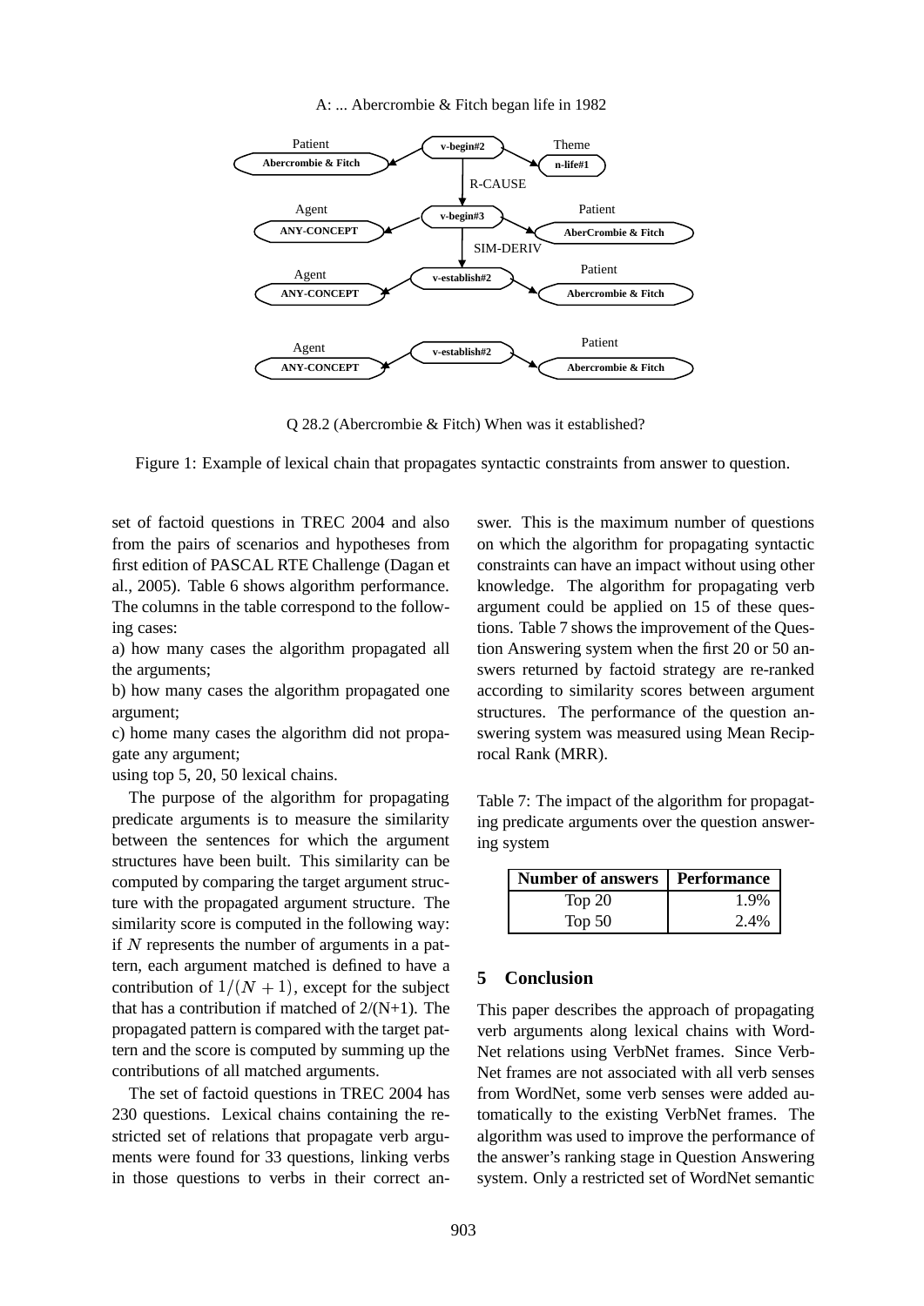A: ... Abercrombie & Fitch began life in 1982

Q 28.2 (Abercrombie & Fitch) When was it established?

Figure 1: Example of lexical chain that propagates syntactic constraints from answer to question.

set of factoid questions in TREC 2004 and also from the pairs of scenarios and hypotheses from first edition of PASCAL RTE Challenge (Dagan et al., 2005). Table 6 shows algorithm performance. The columns in the table correspond to the following cases:

a) how many cases the algorithm propagated all the arguments;

b) how many cases the algorithm propagated one argument;

c) home many cases the algorithm did not propagate any argument;

using top 5, 20, 50 lexical chains.

The purpose of the algorithm for propagating predicate arguments is to measure the similarity between the sentences for which the argument structures have been built. This similarity can be computed by comparing the target argument structure with the propagated argument structure. The similarity score is computed in the following way: if $N$ represents the number of arguments in a pattern, each argument matched is defined to have a contribution of $1/(N+1)$, except for the subject that has a contribution if matched of 2/(N+1). The propagated pattern is compared with the target pattern and the score is computed by summing up the contributions of all matched arguments.

The set of factoid questions in TREC 2004 has 230 questions. Lexical chains containing the restricted set of relations that propagate verb arguments were found for 33 questions, linking verbs in those questions to verbs in their correct answer. This is the maximum number of questions on which the algorithm for propagating syntactic constraints can have an impact without using other knowledge. The algorithm for propagating verb argument could be applied on 15 of these questions. Table 7 shows the improvement of the Question Answering system when the first 20 or 50 answers returned by factoid strategy are re-ranked according to similarity scores between argument structures. The performance of the question answering system was measured using Mean Reciprocal Rank (MRR).

Table 7: The impact of the algorithm for propagating predicate arguments over the question answering system

| Number of answers | Performance |
|---|---|
| Top 20 | 1.9% |
| Top 50 | 2.4% |

## 5 Conclusion

This paper describes the approach of propagating verb arguments along lexical chains with WordNet relations using VerbNet frames. Since VerbNet frames are not associated with all verb senses from WordNet, some verb senses were added automatically to the existing VerbNet frames. The algorithm was used to improve the performance of the answer's ranking stage in Question Answering system. Only a restricted set of WordNet semantic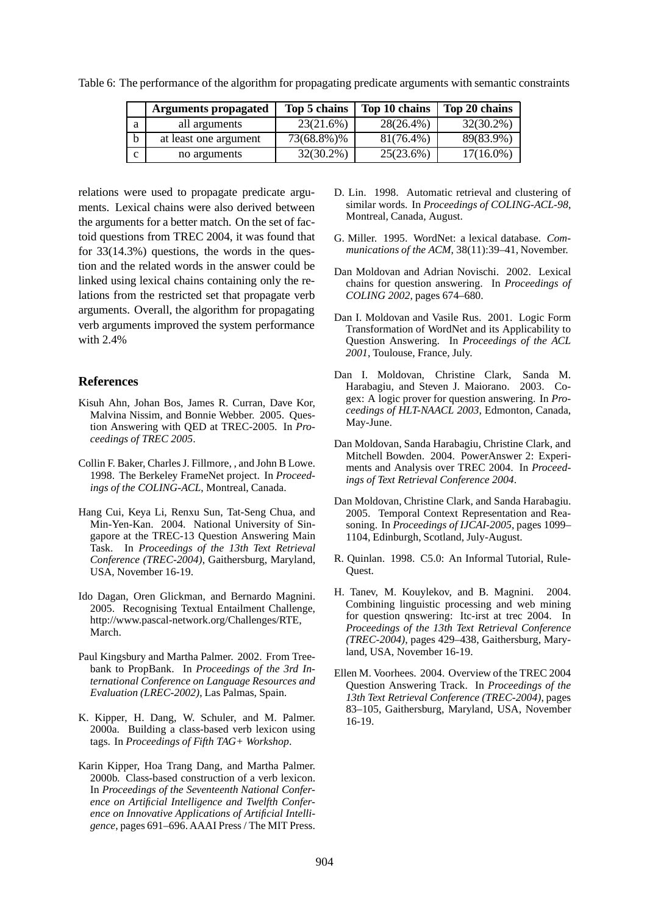Table 6: The performance of the algorithm for propagating predicate arguments with semantic constraints

| | Arguments propagated | Top 5 chains | Top 10 chains | Top 20 chains |
|---|---|---|---|---|
| a | all arguments | 23(21.6%) | 28(26.4%) | 32(30.2%) |
| b | at least one argument | 73(68.8%)% | 81(76.4%) | 89(83.9%) |
| c | no arguments | 32(30.2%) | 25(23.6%) | 17(16.0%) |

relations were used to propagate predicate arguments. Lexical chains were also derived between the arguments for a better match. On the set of factoid questions from TREC 2004, it was found that for 33(14.3%) questions, the words in the question and the related words in the answer could be linked using lexical chains containing only the relations from the restricted set that propagate verb arguments. Overall, the algorithm for propagating verb arguments improved the system performance with 2.4%

## References

Kisuh Ahn, Johan Bos, James R. Curran, Dave Kor, Malvina Nissim, and Bonnie Webber. 2005. Question Answering with QED at TREC-2005. In *Proceedings of TREC 2005*.

Collin F. Baker, Charles J. Fillmore, , and John B Lowe. 1998. The Berkeley FrameNet project. In *Proceedings of the COLING-ACL*, Montreal, Canada.

Hang Cui, Keya Li, Renxu Sun, Tat-Seng Chua, and Min-Yen-Kan. 2004. National University of Singapore at the TREC-13 Question Answering Main Task. In *Proceedings of the 13th Text Retrieval Conference (TREC-2004)*, Gaithersburg, Maryland, USA, November 16-19.

Ido Dagan, Oren Glickman, and Bernardo Magnini. 2005. Recognising Textual Entailment Challenge, http://www.pascal-network.org/Challenges/RTE, March.

Paul Kingsbury and Martha Palmer. 2002. From Treebank to PropBank. In *Proceedings of the 3rd International Conference on Language Resources and Evaluation (LREC-2002)*, Las Palmas, Spain.

K. Kipper, H. Dang, W. Schuler, and M. Palmer. 2000a. Building a class-based verb lexicon using tags. In *Proceedings of Fifth TAG+ Workshop*.

Karin Kipper, Hoa Trang Dang, and Martha Palmer. 2000b. Class-based construction of a verb lexicon. In *Proceedings of the Seventeenth National Conference on Artificial Intelligence and Twelfth Conference on Innovative Applications of Artificial Intelligence*, pages 691–696. AAAI Press / The MIT Press.

D. Lin. 1998. Automatic retrieval and clustering of similar words. In *Proceedings of COLING-ACL-98*, Montreal, Canada, August.

G. Miller. 1995. WordNet: a lexical database. *Communications of the ACM*, 38(11):39–41, November.

Dan Moldovan and Adrian Novischi. 2002. Lexical chains for question answering. In *Proceedings of COLING 2002*, pages 674–680.

Dan I. Moldovan and Vasile Rus. 2001. Logic Form Transformation of WordNet and its Applicability to Question Answering. In *Proceedings of the ACL 2001*, Toulouse, France, July.

Dan I. Moldovan, Christine Clark, Sanda M. Harabagiu, and Steven J. Maiorano. 2003. Cogex: A logic prover for question answering. In *Proceedings of HLT-NAACL 2003*, Edmonton, Canada, May-June.

Dan Moldovan, Sanda Harabagiu, Christine Clark, and Mitchell Bowden. 2004. PowerAnswer 2: Experiments and Analysis over TREC 2004. In *Proceedings of Text Retrieval Conference 2004*.

Dan Moldovan, Christine Clark, and Sanda Harabagiu. 2005. Temporal Context Representation and Reasoning. In *Proceedings of IJCAI-2005*, pages 1099–1104, Edinburgh, Scotland, July-August.

R. Quinlan. 1998. C5.0: An Informal Tutorial, RuleQuest.

H. Tanev, M. Kouylekov, and B. Magnini. 2004. Combining linguistic processing and web mining for question qnswering: Itc-irst at trec 2004. In *Proceedings of the 13th Text Retrieval Conference (TREC-2004)*, pages 429–438, Gaithersburg, Maryland, USA, November 16-19.

Ellen M. Voorhees. 2004. Overview of the TREC 2004 Question Answering Track. In *Proceedings of the 13th Text Retrieval Conference (TREC-2004)*, pages 83–105, Gaithersburg, Maryland, USA, November 16-19.